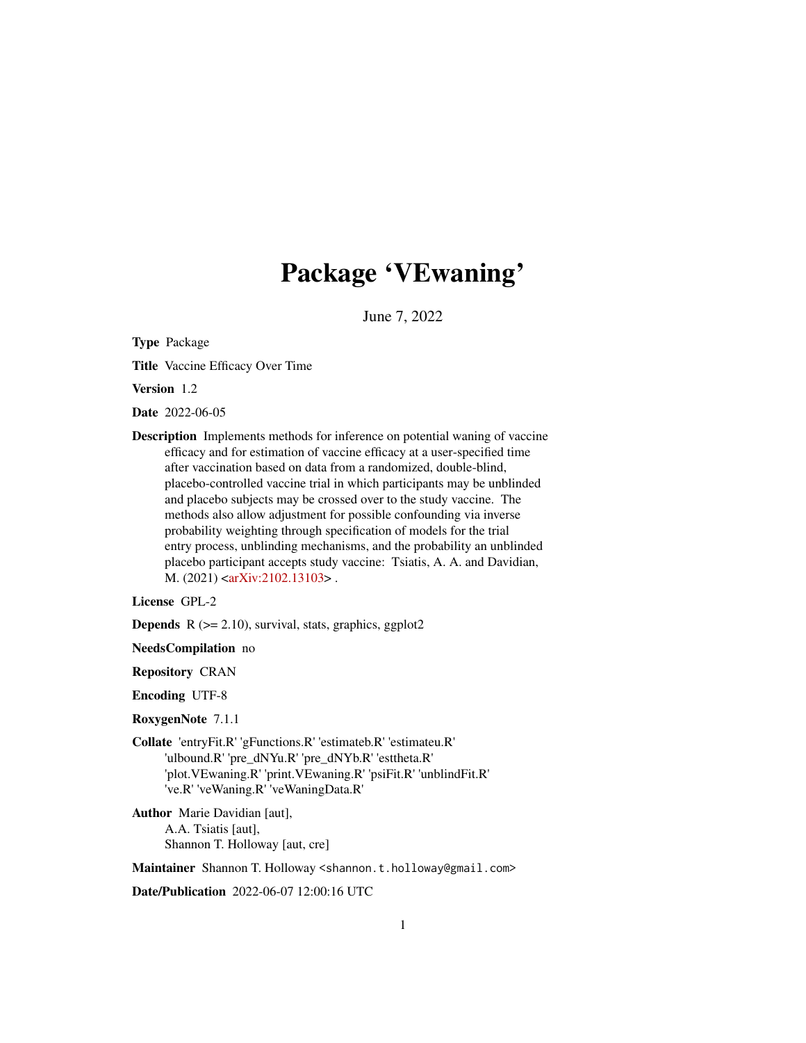# Package 'VEwaning'

June 7, 2022

**Type** Package

**Title** Vaccine Efficacy Over Time

**Version** 1.2

**Date** 2022-06-05

**Description** Implements methods for inference on potential waning of vaccine efficacy and for estimation of vaccine efficacy at a user-specified time after vaccination based on data from a randomized, double-blind, placebo-controlled vaccine trial in which participants may be unblinded and placebo subjects may be crossed over to the study vaccine. The methods also allow adjustment for possible confounding via inverse probability weighting through specification of models for the trial entry process, unblinding mechanisms, and the probability an unblinded placebo participant accepts study vaccine: Tsiatis, A. A. and Davidian, M. (2021) <arXiv:2102.13103> .

**License** GPL-2

**Depends** R (>= 2.10), survival, stats, graphics, ggplot2

**NeedsCompilation** no

**Repository** CRAN

**Encoding** UTF-8

**RoxygenNote** 7.1.1

**Collate** 'entryFit.R' 'gFunctions.R' 'estimateb.R' 'estimateu.R' 'ulbound.R' 'pre_dNYu.R' 'pre_dNYb.R' 'esttheta.R' 'plot.VEwaning.R' 'print.VEwaning.R' 'psiFit.R' 'unblindFit.R' 've.R' 'veWaning.R' 'veWaningData.R'

**Author** Marie Davidian [aut], A.A. Tsiatis [aut], Shannon T. Holloway [aut, cre]

**Maintainer** Shannon T. Holloway <shannon.t.holloway@gmail.com>

**Date/Publication** 2022-06-07 12:00:16 UTC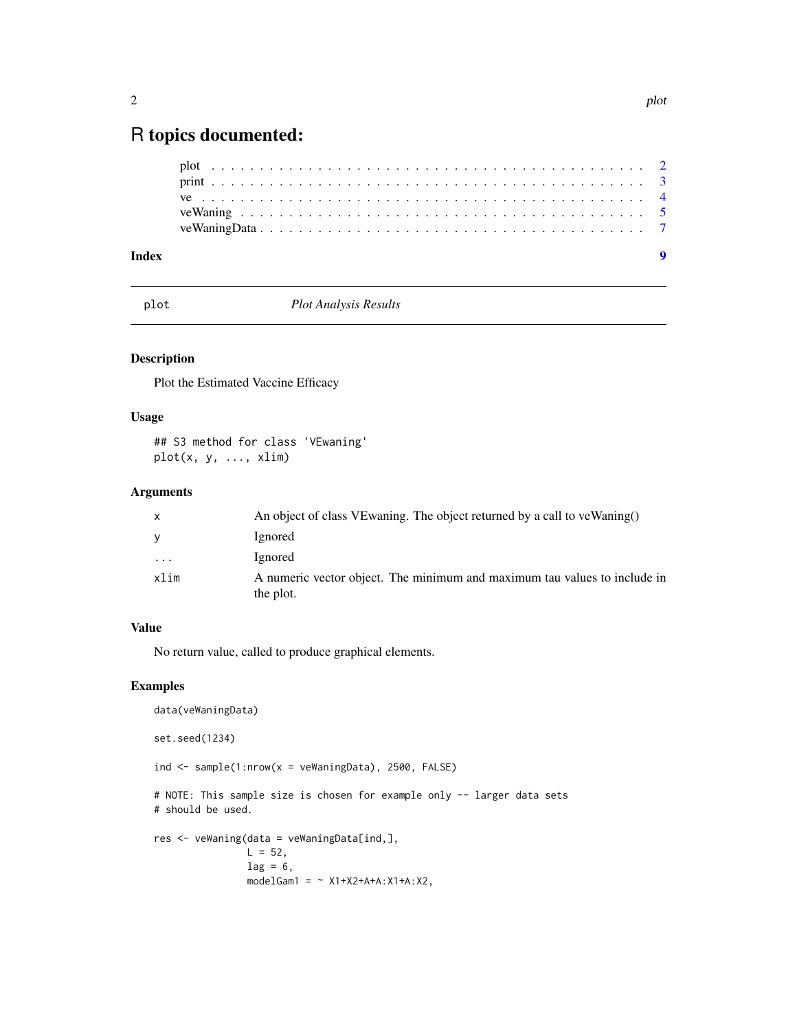# R topics documented:

plot . . . . . . . . . . . . . . . . . . . . . . . . . . . . . . . . . . . . . . . . . . 2
print . . . . . . . . . . . . . . . . . . . . . . . . . . . . . . . . . . . . . . . . . . 3
ve . . . . . . . . . . . . . . . . . . . . . . . . . . . . . . . . . . . . . . . . . . . 4
veWaning . . . . . . . . . . . . . . . . . . . . . . . . . . . . . . . . . . . . . . . . 5
veWaningData . . . . . . . . . . . . . . . . . . . . . . . . . . . . . . . . . . . . . . 7

**Index** **9**

---

plot *Plot Analysis Results*

---

## Description

Plot the Estimated Vaccine Efficacy

## Usage

```
## S3 method for class 'VEwaning'
plot(x, y, ..., xlim)
```

## Arguments

| | |
|---|---|
| x | An object of class VEwaning. The object returned by a call to veWaning() |
| y | Ignored |
| ... | Ignored |
| xlim | A numeric vector object. The minimum and maximum tau values to include in the plot. |

## Value

No return value, called to produce graphical elements.

## Examples

```
data(veWaningData)

set.seed(1234)

ind <- sample(1:nrow(x = veWaningData), 2500, FALSE)

# NOTE: This sample size is chosen for example only -- larger data sets
# should be used.

res <- veWaning(data = veWaningData[ind,],
                L = 52,
                lag = 6,
                modelGam1 = ~ X1+X2+A+A:X1+A:X2,
```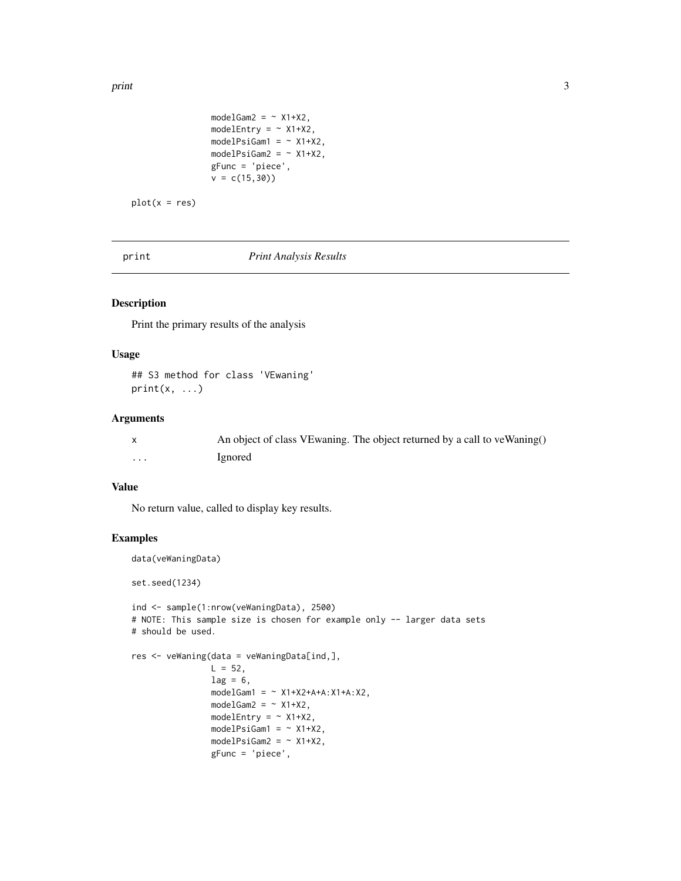```
                modelGam2 = ~ X1+X2,
                modelEntry = ~ X1+X2,
                modelPsiGam1 = ~ X1+X2,
                modelPsiGam2 = ~ X1+X2,
                gFunc = 'piece',
                v = c(15,30))

plot(x = res)
```

## print — *Print Analysis Results*

### Description

Print the primary results of the analysis

### Usage

```
## S3 method for class 'VEwaning'
print(x, ...)
```

### Arguments

| | |
|---|---|
| x | An object of class VEwaning. The object returned by a call to veWaning() |
| ... | Ignored |

### Value

No return value, called to display key results.

### Examples

```
data(veWaningData)

set.seed(1234)

ind <- sample(1:nrow(veWaningData), 2500)
# NOTE: This sample size is chosen for example only -- larger data sets
# should be used.

res <- veWaning(data = veWaningData[ind,],
                L = 52,
                lag = 6,
                modelGam1 = ~ X1+X2+A+A:X1+A:X2,
                modelGam2 = ~ X1+X2,
                modelEntry = ~ X1+X2,
                modelPsiGam1 = ~ X1+X2,
                modelPsiGam2 = ~ X1+X2,
                gFunc = 'piece',
```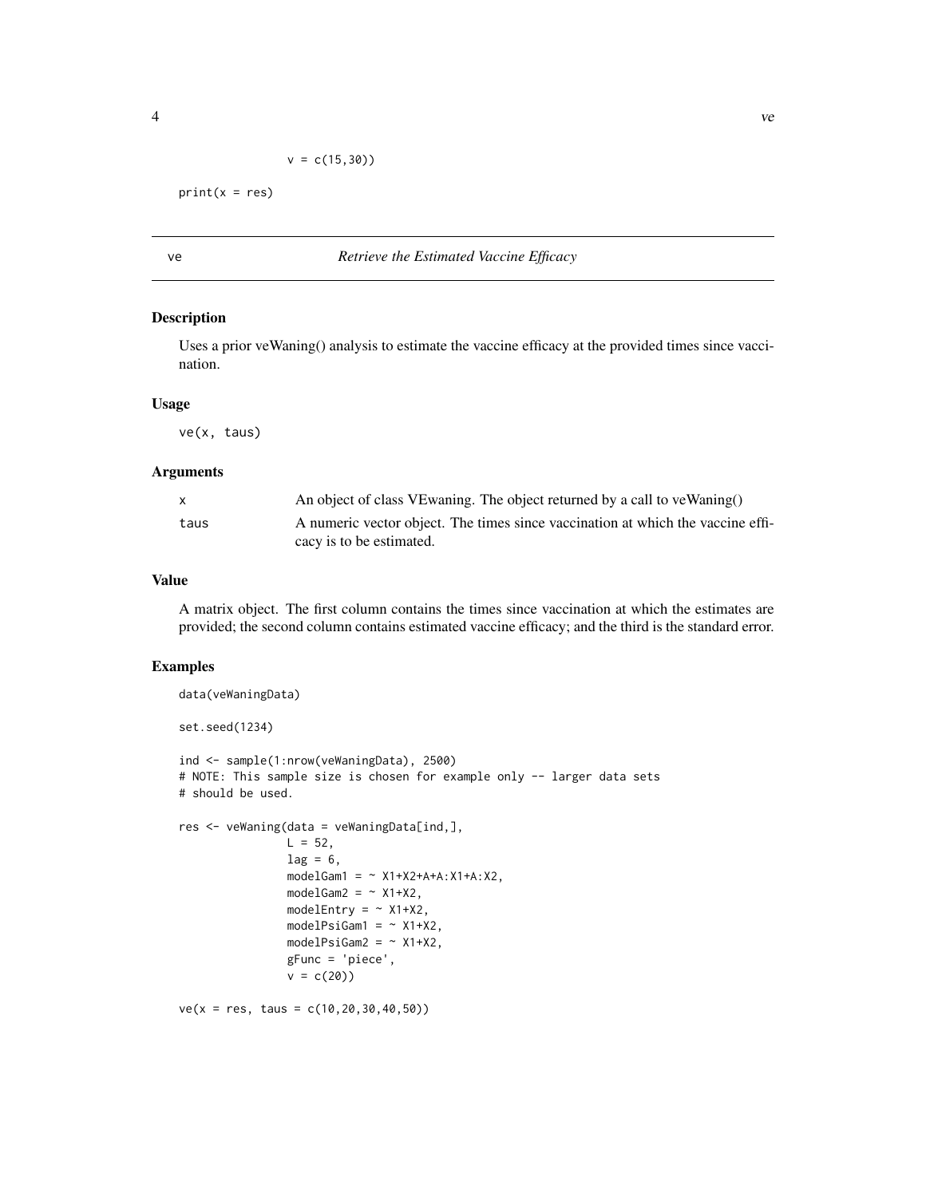```
              v = c(15,30))

print(x = res)
```

---

ve *Retrieve the Estimated Vaccine Efficacy*

---

### Description

Uses a prior veWaning() analysis to estimate the vaccine efficacy at the provided times since vaccination.

### Usage

```
ve(x, taus)
```

### Arguments

| | |
|---|---|
| x | An object of class VEwaning. The object returned by a call to veWaning() |
| taus | A numeric vector object. The times since vaccination at which the vaccine efficacy is to be estimated. |

### Value

A matrix object. The first column contains the times since vaccination at which the estimates are provided; the second column contains estimated vaccine efficacy; and the third is the standard error.

### Examples

```
data(veWaningData)

set.seed(1234)

ind <- sample(1:nrow(veWaningData), 2500)
# NOTE: This sample size is chosen for example only -- larger data sets
# should be used.

res <- veWaning(data = veWaningData[ind,],
               L = 52,
               lag = 6,
               modelGam1 = ~ X1+X2+A+A:X1+A:X2,
               modelGam2 = ~ X1+X2,
               modelEntry = ~ X1+X2,
               modelPsiGam1 = ~ X1+X2,
               modelPsiGam2 = ~ X1+X2,
               gFunc = 'piece',
               v = c(20))

ve(x = res, taus = c(10,20,30,40,50))
```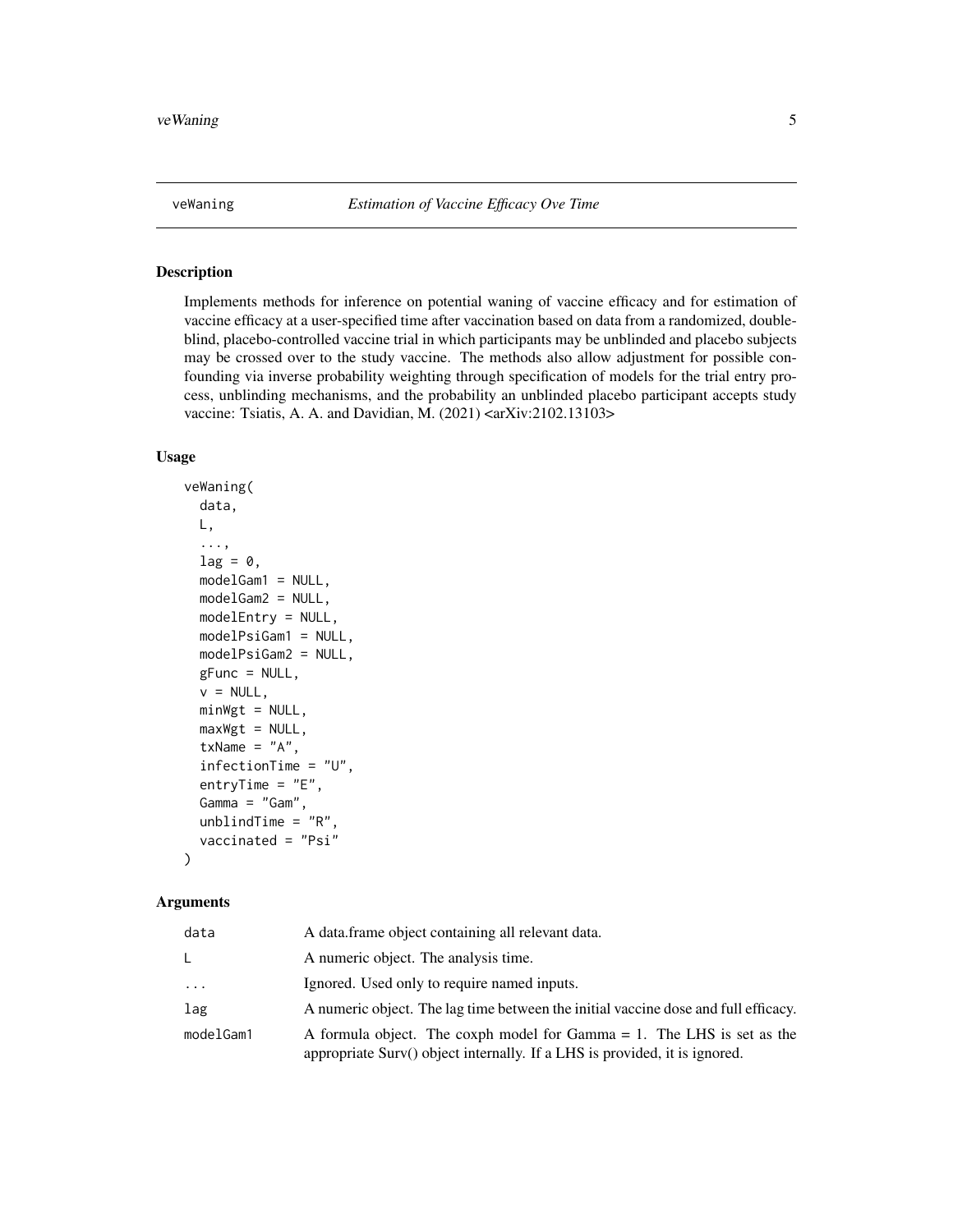veWaning — *Estimation of Vaccine Efficacy Ove Time*

## Description

Implements methods for inference on potential waning of vaccine efficacy and for estimation of vaccine efficacy at a user-specified time after vaccination based on data from a randomized, double-blind, placebo-controlled vaccine trial in which participants may be unblinded and placebo subjects may be crossed over to the study vaccine. The methods also allow adjustment for possible confounding via inverse probability weighting through specification of models for the trial entry process, unblinding mechanisms, and the probability an unblinded placebo participant accepts study vaccine: Tsiatis, A. A. and Davidian, M. (2021) <arXiv:2102.13103>

## Usage

```
veWaning(
  data,
  L,
  ...,
  lag = 0,
  modelGam1 = NULL,
  modelGam2 = NULL,
  modelEntry = NULL,
  modelPsiGam1 = NULL,
  modelPsiGam2 = NULL,
  gFunc = NULL,
  v = NULL,
  minWgt = NULL,
  maxWgt = NULL,
  txName = "A",
  infectionTime = "U",
  entryTime = "E",
  Gamma = "Gam",
  unblindTime = "R",
  vaccinated = "Psi"
)
```

## Arguments

| | |
|---|---|
| `data` | A data.frame object containing all relevant data. |
| `L` | A numeric object. The analysis time. |
| `...` | Ignored. Used only to require named inputs. |
| `lag` | A numeric object. The lag time between the initial vaccine dose and full efficacy. |
| `modelGam1` | A formula object. The coxph model for Gamma = 1. The LHS is set as the appropriate Surv() object internally. If a LHS is provided, it is ignored. |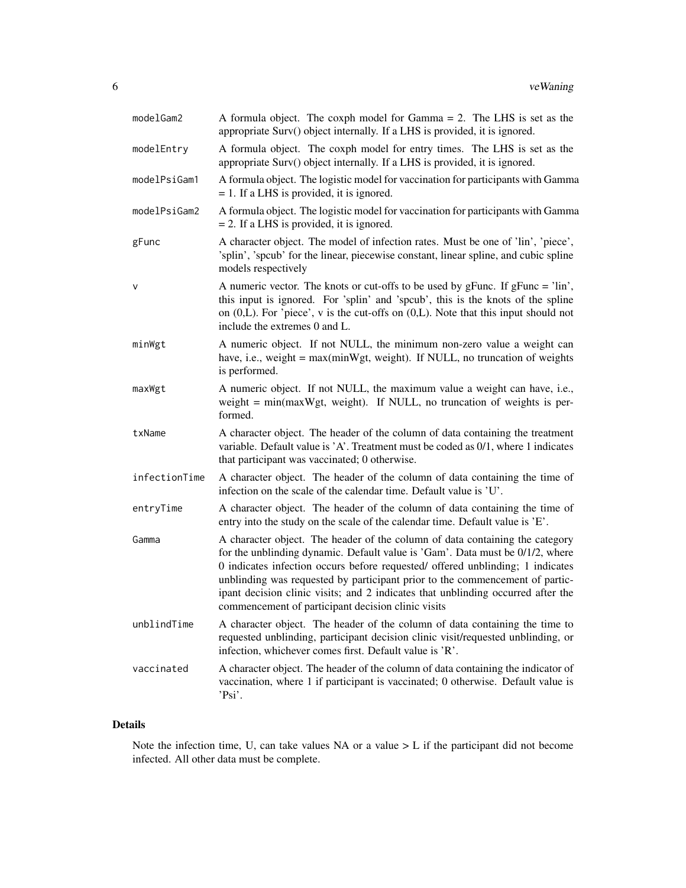| | |
|---|---|
| modelGam2 | A formula object. The coxph model for Gamma = 2. The LHS is set as the appropriate Surv() object internally. If a LHS is provided, it is ignored. |
| modelEntry | A formula object. The coxph model for entry times. The LHS is set as the appropriate Surv() object internally. If a LHS is provided, it is ignored. |
| modelPsiGam1 | A formula object. The logistic model for vaccination for participants with Gamma = 1. If a LHS is provided, it is ignored. |
| modelPsiGam2 | A formula object. The logistic model for vaccination for participants with Gamma = 2. If a LHS is provided, it is ignored. |
| gFunc | A character object. The model of infection rates. Must be one of 'lin', 'piece', 'splin', 'spcub' for the linear, piecewise constant, linear spline, and cubic spline models respectively |
| v | A numeric vector. The knots or cut-offs to be used by gFunc. If gFunc = 'lin', this input is ignored. For 'splin' and 'spcub', this is the knots of the spline on (0,L). For 'piece', v is the cut-offs on (0,L). Note that this input should not include the extremes 0 and L. |
| minWgt | A numeric object. If not NULL, the minimum non-zero value a weight can have, i.e., weight = max(minWgt, weight). If NULL, no truncation of weights is performed. |
| maxWgt | A numeric object. If not NULL, the maximum value a weight can have, i.e., weight = min(maxWgt, weight). If NULL, no truncation of weights is performed. |
| txName | A character object. The header of the column of data containing the treatment variable. Default value is 'A'. Treatment must be coded as 0/1, where 1 indicates that participant was vaccinated; 0 otherwise. |
| infectionTime | A character object. The header of the column of data containing the time of infection on the scale of the calendar time. Default value is 'U'. |
| entryTime | A character object. The header of the column of data containing the time of entry into the study on the scale of the calendar time. Default value is 'E'. |
| Gamma | A character object. The header of the column of data containing the category for the unblinding dynamic. Default value is 'Gam'. Data must be 0/1/2, where 0 indicates infection occurs before requested/ offered unblinding; 1 indicates unblinding was requested by participant prior to the commencement of participant decision clinic visits; and 2 indicates that unblinding occurred after the commencement of participant decision clinic visits |
| unblindTime | A character object. The header of the column of data containing the time to requested unblinding, participant decision clinic visit/requested unblinding, or infection, whichever comes first. Default value is 'R'. |
| vaccinated | A character object. The header of the column of data containing the indicator of vaccination, where 1 if participant is vaccinated; 0 otherwise. Default value is 'Psi'. |

## Details

Note the infection time, U, can take values NA or a value > L if the participant did not become infected. All other data must be complete.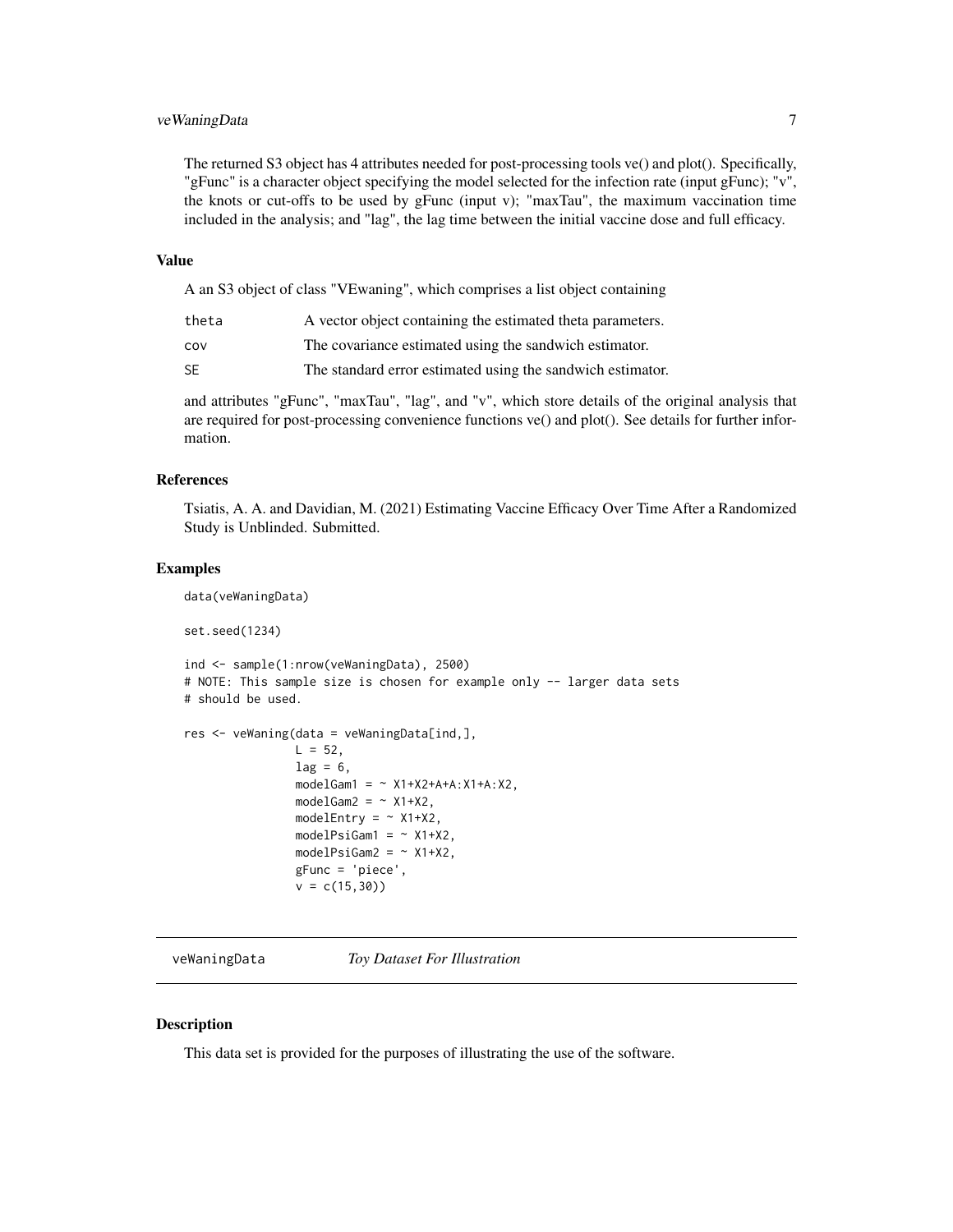The returned S3 object has 4 attributes needed for post-processing tools ve() and plot(). Specifically, "gFunc" is a character object specifying the model selected for the infection rate (input gFunc); "v", the knots or cut-offs to be used by gFunc (input v); "maxTau", the maximum vaccination time included in the analysis; and "lag", the lag time between the initial vaccine dose and full efficacy.

### Value

A an S3 object of class "VEwaning", which comprises a list object containing

| | |
|---|---|
| theta | A vector object containing the estimated theta parameters. |
| cov | The covariance estimated using the sandwich estimator. |
| SE | The standard error estimated using the sandwich estimator. |

and attributes "gFunc", "maxTau", "lag", and "v", which store details of the original analysis that are required for post-processing convenience functions ve() and plot(). See details for further information.

### References

Tsiatis, A. A. and Davidian, M. (2021) Estimating Vaccine Efficacy Over Time After a Randomized Study is Unblinded. Submitted.

### Examples

```
data(veWaningData)

set.seed(1234)

ind <- sample(1:nrow(veWaningData), 2500)
# NOTE: This sample size is chosen for example only -- larger data sets
# should be used.

res <- veWaning(data = veWaningData[ind,],
                L = 52,
                lag = 6,
                modelGam1 = ~ X1+X2+A+A:X1+A:X2,
                modelGam2 = ~ X1+X2,
                modelEntry = ~ X1+X2,
                modelPsiGam1 = ~ X1+X2,
                modelPsiGam2 = ~ X1+X2,
                gFunc = 'piece',
                v = c(15,30))
```

## veWaningData — *Toy Dataset For Illustration*

### Description

This data set is provided for the purposes of illustrating the use of the software.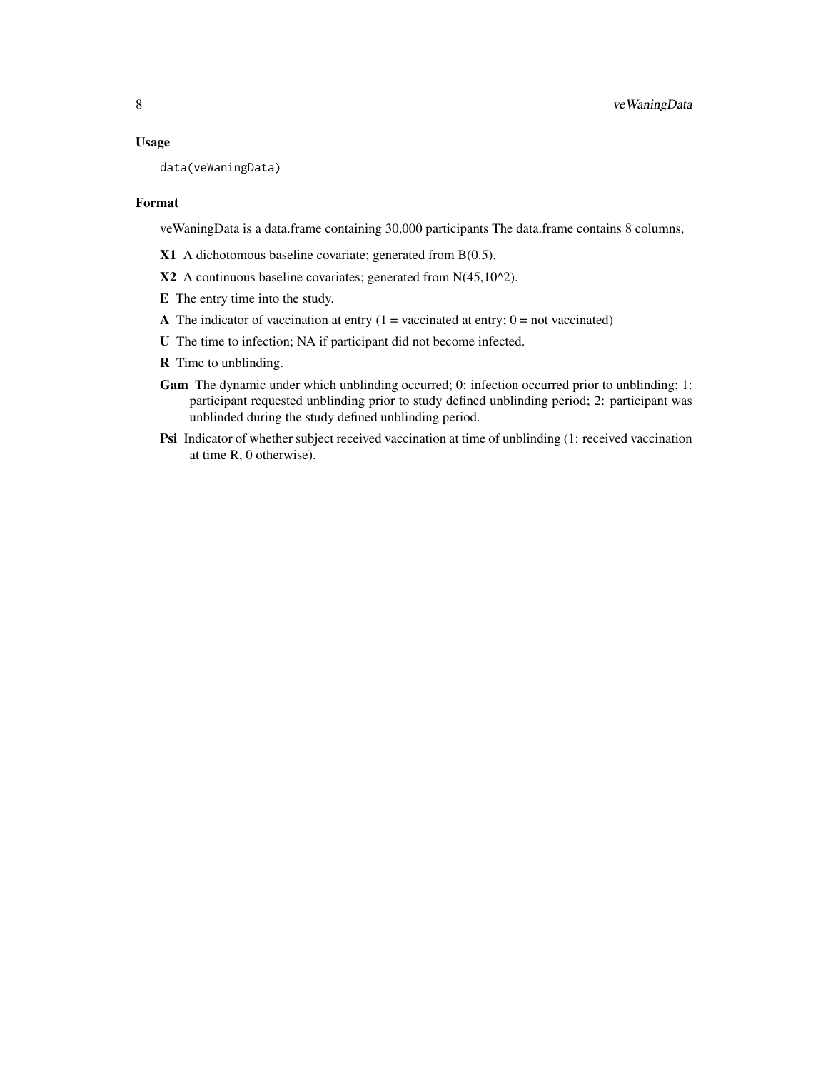### Usage

```
data(veWaningData)
```

### Format

veWaningData is a data.frame containing 30,000 participants The data.frame contains 8 columns,

- **X1** A dichotomous baseline covariate; generated from B(0.5).
- **X2** A continuous baseline covariates; generated from N(45,10^2).
- **E** The entry time into the study.
- **A** The indicator of vaccination at entry (1 = vaccinated at entry; 0 = not vaccinated)
- **U** The time to infection; NA if participant did not become infected.
- **R** Time to unblinding.
- **Gam** The dynamic under which unblinding occurred; 0: infection occurred prior to unblinding; 1: participant requested unblinding prior to study defined unblinding period; 2: participant was unblinded during the study defined unblinding period.
- **Psi** Indicator of whether subject received vaccination at time of unblinding (1: received vaccination at time R, 0 otherwise).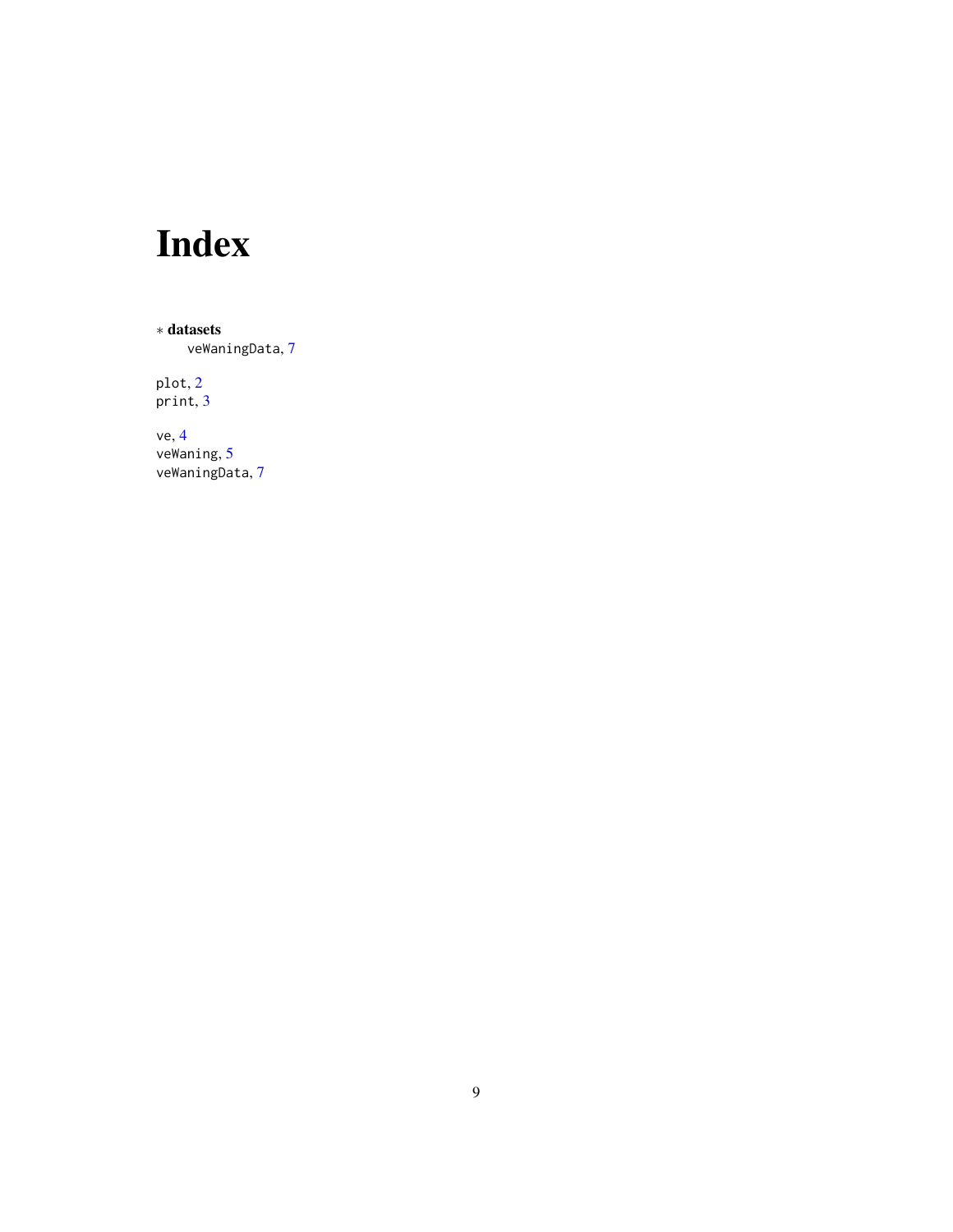# Index

∗ **datasets**
    veWaningData, 7

plot, 2
print, 3

ve, 4
veWaning, 5
veWaningData, 7